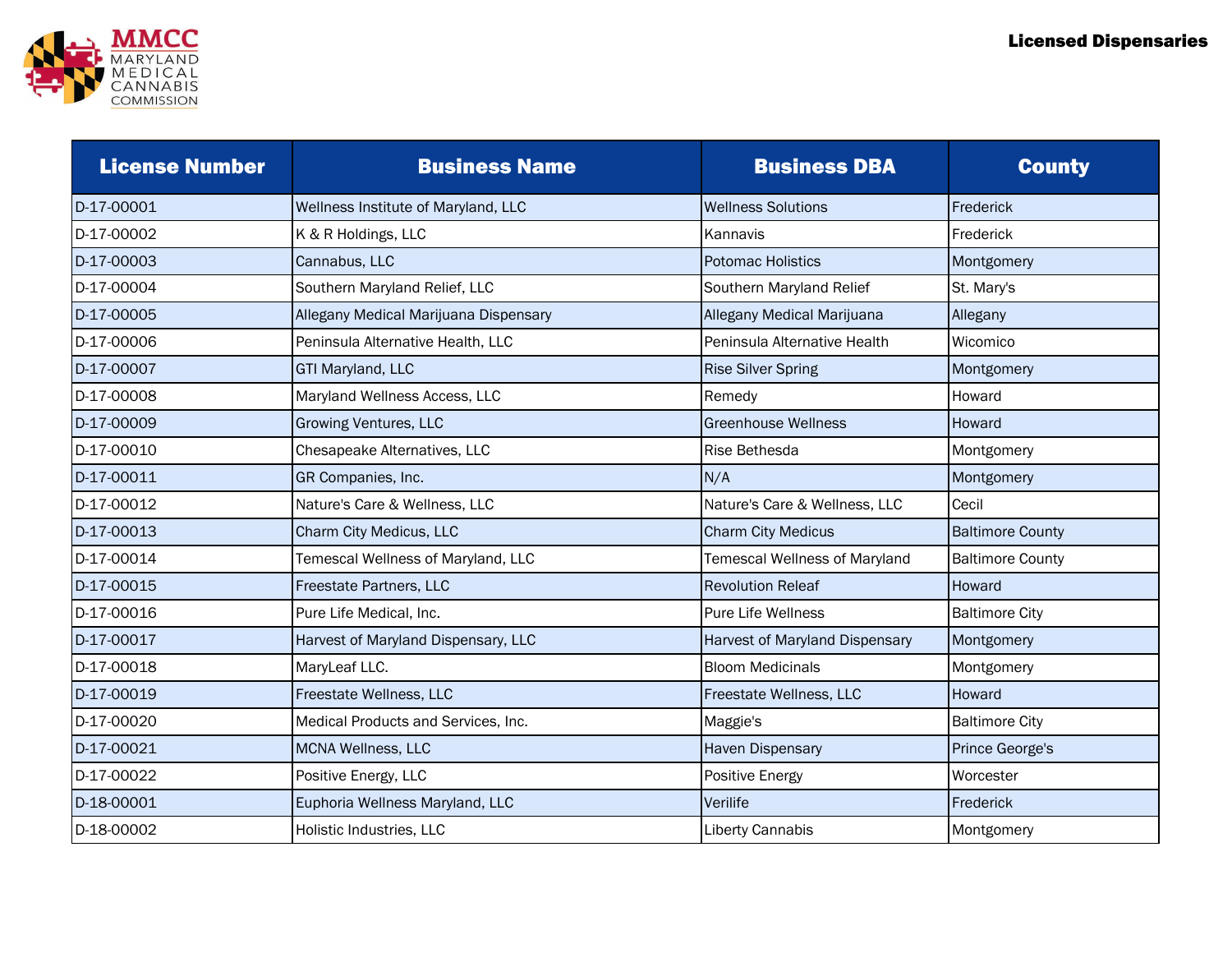MMCC MARYLAND MEDICAL CANNABIS COMMISSION

# Licensed Dispensaries

| License Number | Business Name | Business DBA | County |
|---|---|---|---|
| D-17-00001 | Wellness Institute of Maryland, LLC | Wellness Solutions | Frederick |
| D-17-00002 | K & R Holdings, LLC | Kannavis | Frederick |
| D-17-00003 | Cannabus, LLC | Potomac Holistics | Montgomery |
| D-17-00004 | Southern Maryland Relief, LLC | Southern Maryland Relief | St. Mary's |
| D-17-00005 | Allegany Medical Marijuana Dispensary | Allegany Medical Marijuana | Allegany |
| D-17-00006 | Peninsula Alternative Health, LLC | Peninsula Alternative Health | Wicomico |
| D-17-00007 | GTI Maryland, LLC | Rise Silver Spring | Montgomery |
| D-17-00008 | Maryland Wellness Access, LLC | Remedy | Howard |
| D-17-00009 | Growing Ventures, LLC | Greenhouse Wellness | Howard |
| D-17-00010 | Chesapeake Alternatives, LLC | Rise Bethesda | Montgomery |
| D-17-00011 | GR Companies, Inc. | N/A | Montgomery |
| D-17-00012 | Nature's Care & Wellness, LLC | Nature's Care & Wellness, LLC | Cecil |
| D-17-00013 | Charm City Medicus, LLC | Charm City Medicus | Baltimore County |
| D-17-00014 | Temescal Wellness of Maryland, LLC | Temescal Wellness of Maryland | Baltimore County |
| D-17-00015 | Freestate Partners, LLC | Revolution Releaf | Howard |
| D-17-00016 | Pure Life Medical, Inc. | Pure Life Wellness | Baltimore City |
| D-17-00017 | Harvest of Maryland Dispensary, LLC | Harvest of Maryland Dispensary | Montgomery |
| D-17-00018 | MaryLeaf LLC. | Bloom Medicinals | Montgomery |
| D-17-00019 | Freestate Wellness, LLC | Freestate Wellness, LLC | Howard |
| D-17-00020 | Medical Products and Services, Inc. | Maggie's | Baltimore City |
| D-17-00021 | MCNA Wellness, LLC | Haven Dispensary | Prince George's |
| D-17-00022 | Positive Energy, LLC | Positive Energy | Worcester |
| D-18-00001 | Euphoria Wellness Maryland, LLC | Verilife | Frederick |
| D-18-00002 | Holistic Industries, LLC | Liberty Cannabis | Montgomery |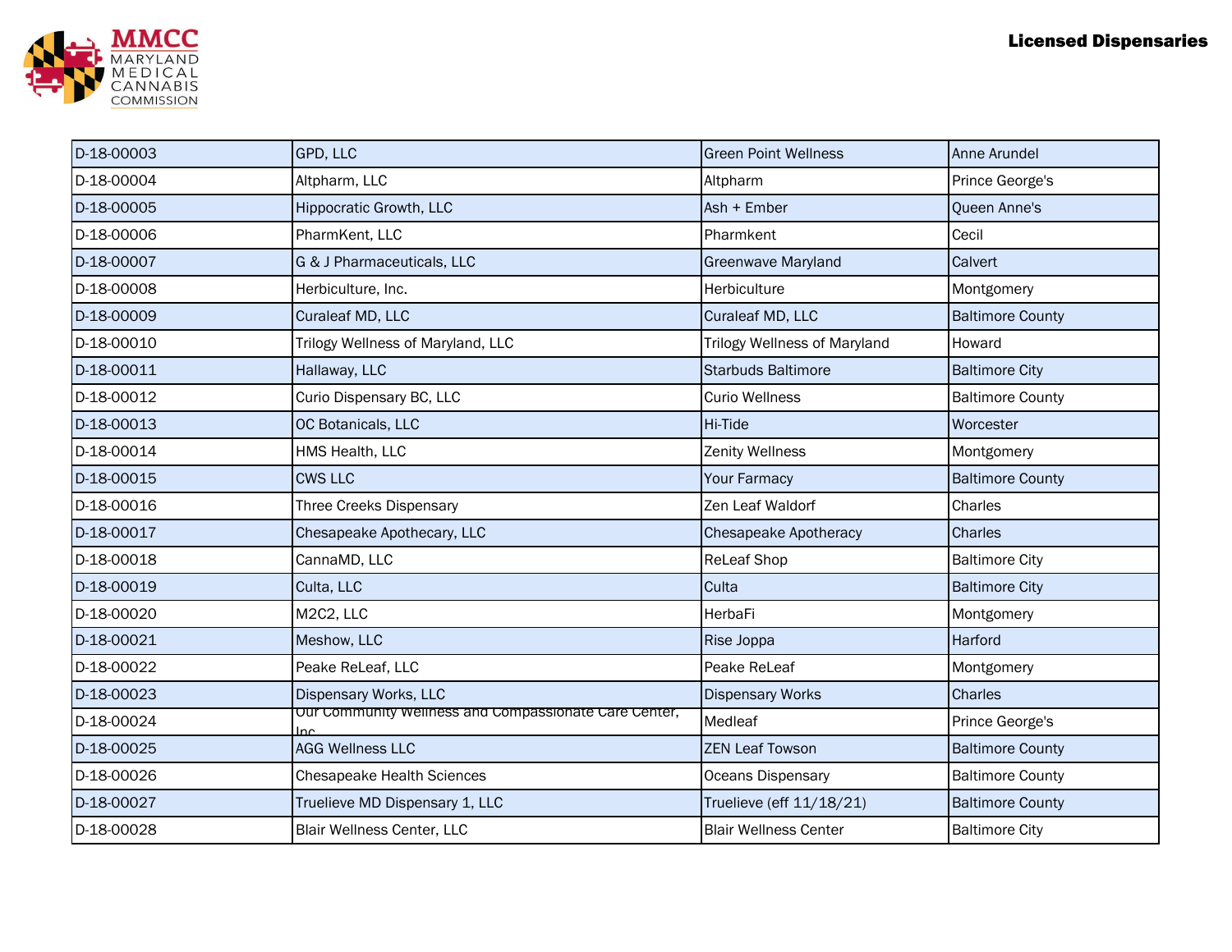| | | | |
|---|---|---|---|
| D-18-00003 | GPD, LLC | Green Point Wellness | Anne Arundel |
| D-18-00004 | Altpharm, LLC | Altpharm | Prince George's |
| D-18-00005 | Hippocratic Growth, LLC | Ash + Ember | Queen Anne's |
| D-18-00006 | PharmKent, LLC | Pharmkent | Cecil |
| D-18-00007 | G & J Pharmaceuticals, LLC | Greenwave Maryland | Calvert |
| D-18-00008 | Herbiculture, Inc. | Herbiculture | Montgomery |
| D-18-00009 | Curaleaf MD, LLC | Curaleaf MD, LLC | Baltimore County |
| D-18-00010 | Trilogy Wellness of Maryland, LLC | Trilogy Wellness of Maryland | Howard |
| D-18-00011 | Hallaway, LLC | Starbuds Baltimore | Baltimore City |
| D-18-00012 | Curio Dispensary BC, LLC | Curio Wellness | Baltimore County |
| D-18-00013 | OC Botanicals, LLC | Hi-Tide | Worcester |
| D-18-00014 | HMS Health, LLC | Zenity Wellness | Montgomery |
| D-18-00015 | CWS LLC | Your Farmacy | Baltimore County |
| D-18-00016 | Three Creeks Dispensary | Zen Leaf Waldorf | Charles |
| D-18-00017 | Chesapeake Apothecary, LLC | Chesapeake Apotheracy | Charles |
| D-18-00018 | CannaMD, LLC | ReLeaf Shop | Baltimore City |
| D-18-00019 | Culta, LLC | Culta | Baltimore City |
| D-18-00020 | M2C2, LLC | HerbaFi | Montgomery |
| D-18-00021 | Meshow, LLC | Rise Joppa | Harford |
| D-18-00022 | Peake ReLeaf, LLC | Peake ReLeaf | Montgomery |
| D-18-00023 | Dispensary Works, LLC | Dispensary Works | Charles |
| D-18-00024 | Our Community Wellness and Compassionate Care Center, Inc. | Medleaf | Prince George's |
| D-18-00025 | AGG Wellness LLC | ZEN Leaf Towson | Baltimore County |
| D-18-00026 | Chesapeake Health Sciences | Oceans Dispensary | Baltimore County |
| D-18-00027 | Truelieve MD Dispensary 1, LLC | Truelieve (eff 11/18/21) | Baltimore County |
| D-18-00028 | Blair Wellness Center, LLC | Blair Wellness Center | Baltimore City |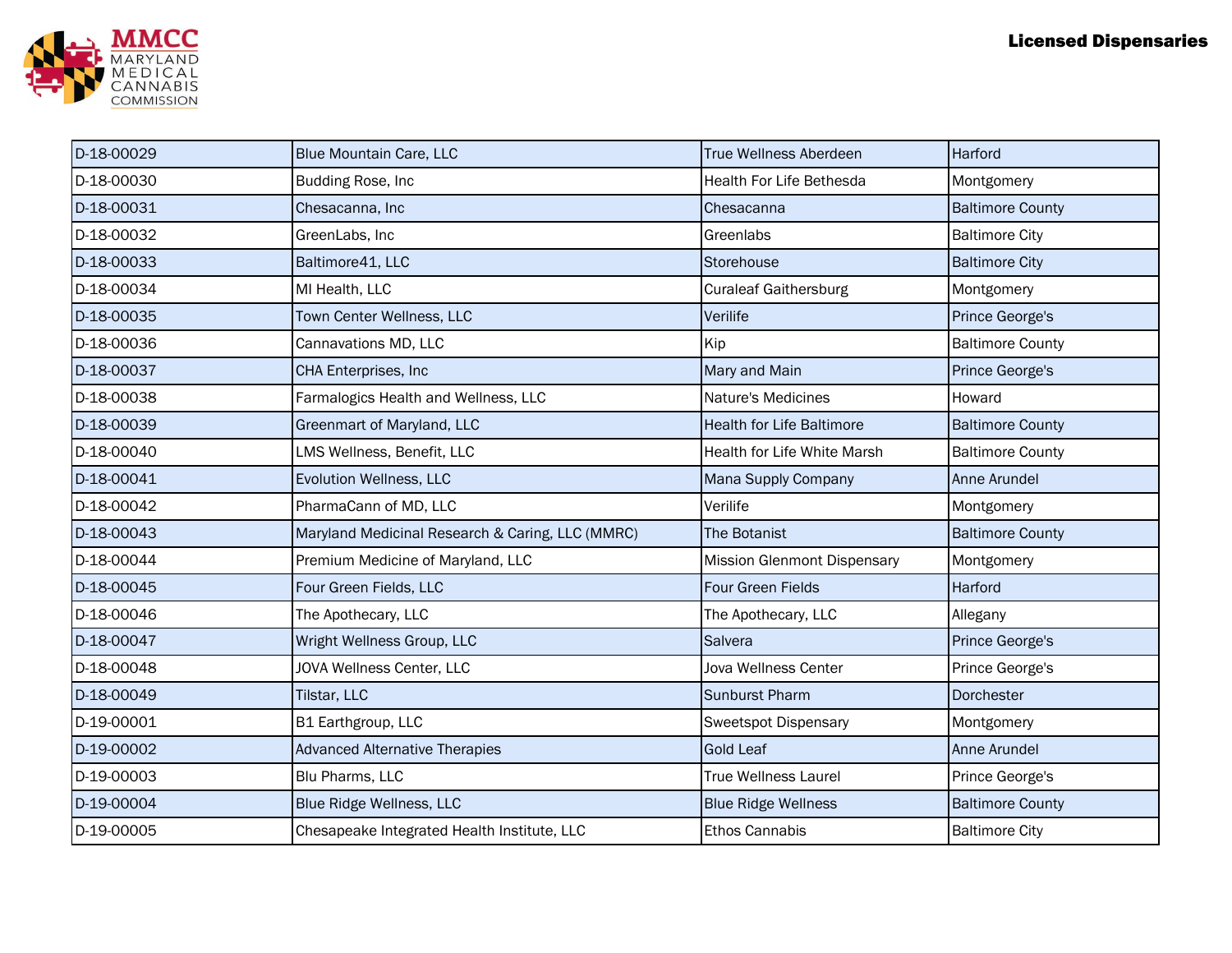# Licensed Dispensaries

| | | | |
|---|---|---|---|
| D-18-00029 | Blue Mountain Care, LLC | True Wellness Aberdeen | Harford |
| D-18-00030 | Budding Rose, Inc | Health For Life Bethesda | Montgomery |
| D-18-00031 | Chesacanna, Inc | Chesacanna | Baltimore County |
| D-18-00032 | GreenLabs, Inc | Greenlabs | Baltimore City |
| D-18-00033 | Baltimore41, LLC | Storehouse | Baltimore City |
| D-18-00034 | MI Health, LLC | Curaleaf Gaithersburg | Montgomery |
| D-18-00035 | Town Center Wellness, LLC | Verilife | Prince George's |
| D-18-00036 | Cannavations MD, LLC | Kip | Baltimore County |
| D-18-00037 | CHA Enterprises, Inc | Mary and Main | Prince George's |
| D-18-00038 | Farmalogics Health and Wellness, LLC | Nature's Medicines | Howard |
| D-18-00039 | Greenmart of Maryland, LLC | Health for Life Baltimore | Baltimore County |
| D-18-00040 | LMS Wellness, Benefit, LLC | Health for Life White Marsh | Baltimore County |
| D-18-00041 | Evolution Wellness, LLC | Mana Supply Company | Anne Arundel |
| D-18-00042 | PharmaCann of MD, LLC | Verilife | Montgomery |
| D-18-00043 | Maryland Medicinal Research & Caring, LLC (MMRC) | The Botanist | Baltimore County |
| D-18-00044 | Premium Medicine of Maryland, LLC | Mission Glenmont Dispensary | Montgomery |
| D-18-00045 | Four Green Fields, LLC | Four Green Fields | Harford |
| D-18-00046 | The Apothecary, LLC | The Apothecary, LLC | Allegany |
| D-18-00047 | Wright Wellness Group, LLC | Salvera | Prince George's |
| D-18-00048 | JOVA Wellness Center, LLC | Jova Wellness Center | Prince George's |
| D-18-00049 | Tilstar, LLC | Sunburst Pharm | Dorchester |
| D-19-00001 | B1 Earthgroup, LLC | Sweetspot Dispensary | Montgomery |
| D-19-00002 | Advanced Alternative Therapies | Gold Leaf | Anne Arundel |
| D-19-00003 | Blu Pharms, LLC | True Wellness Laurel | Prince George's |
| D-19-00004 | Blue Ridge Wellness, LLC | Blue Ridge Wellness | Baltimore County |
| D-19-00005 | Chesapeake Integrated Health Institute, LLC | Ethos Cannabis | Baltimore City |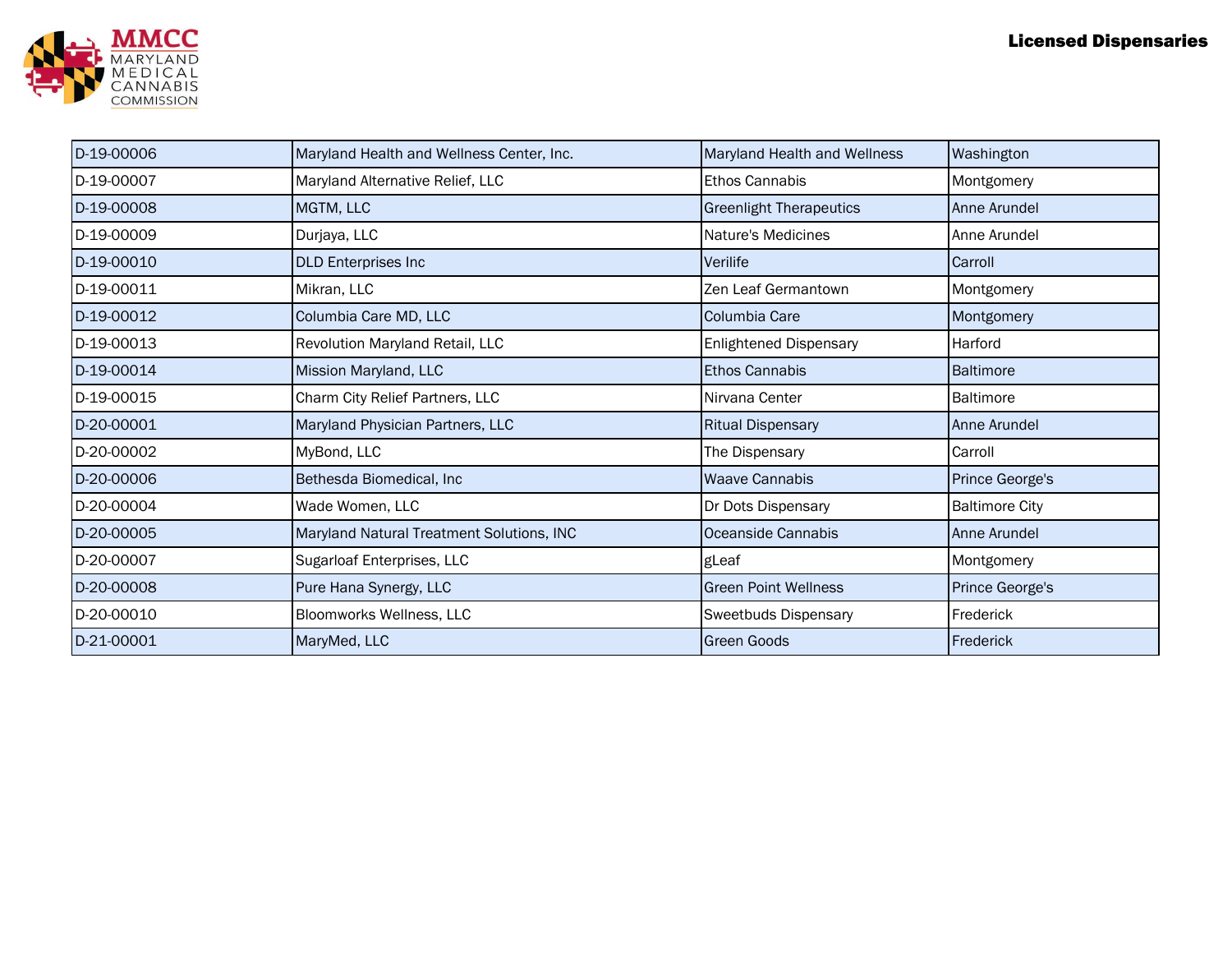| | | | |
|---|---|---|---|
| D-19-00006 | Maryland Health and Wellness Center, Inc. | Maryland Health and Wellness | Washington |
| D-19-00007 | Maryland Alternative Relief, LLC | Ethos Cannabis | Montgomery |
| D-19-00008 | MGTM, LLC | Greenlight Therapeutics | Anne Arundel |
| D-19-00009 | Durjaya, LLC | Nature's Medicines | Anne Arundel |
| D-19-00010 | DLD Enterprises Inc | Verilife | Carroll |
| D-19-00011 | Mikran, LLC | Zen Leaf Germantown | Montgomery |
| D-19-00012 | Columbia Care MD, LLC | Columbia Care | Montgomery |
| D-19-00013 | Revolution Maryland Retail, LLC | Enlightened Dispensary | Harford |
| D-19-00014 | Mission Maryland, LLC | Ethos Cannabis | Baltimore |
| D-19-00015 | Charm City Relief Partners, LLC | Nirvana Center | Baltimore |
| D-20-00001 | Maryland Physician Partners, LLC | Ritual Dispensary | Anne Arundel |
| D-20-00002 | MyBond, LLC | The Dispensary | Carroll |
| D-20-00006 | Bethesda Biomedical, Inc | Waave Cannabis | Prince George's |
| D-20-00004 | Wade Women, LLC | Dr Dots Dispensary | Baltimore City |
| D-20-00005 | Maryland Natural Treatment Solutions, INC | Oceanside Cannabis | Anne Arundel |
| D-20-00007 | Sugarloaf Enterprises, LLC | gLeaf | Montgomery |
| D-20-00008 | Pure Hana Synergy, LLC | Green Point Wellness | Prince George's |
| D-20-00010 | Bloomworks Wellness, LLC | Sweetbuds Dispensary | Frederick |
| D-21-00001 | MaryMed, LLC | Green Goods | Frederick |